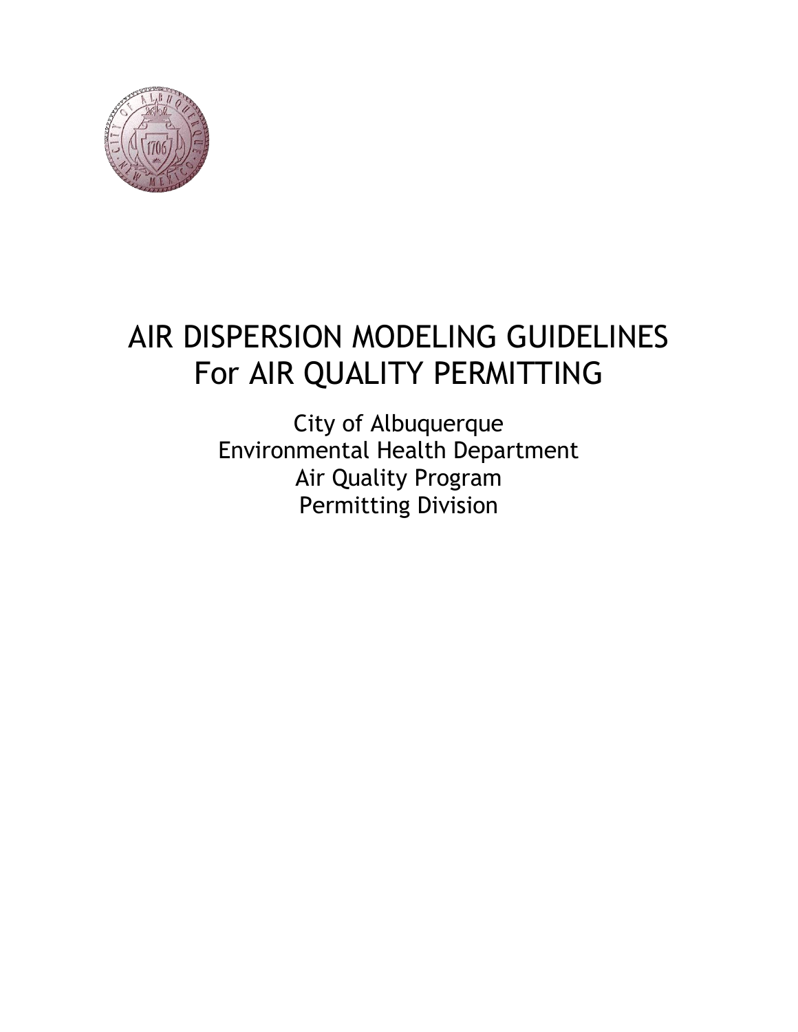# AIR DISPERSION MODELING GUIDELINES For AIR QUALITY PERMITTING

City of Albuquerque
Environmental Health Department
Air Quality Program
Permitting Division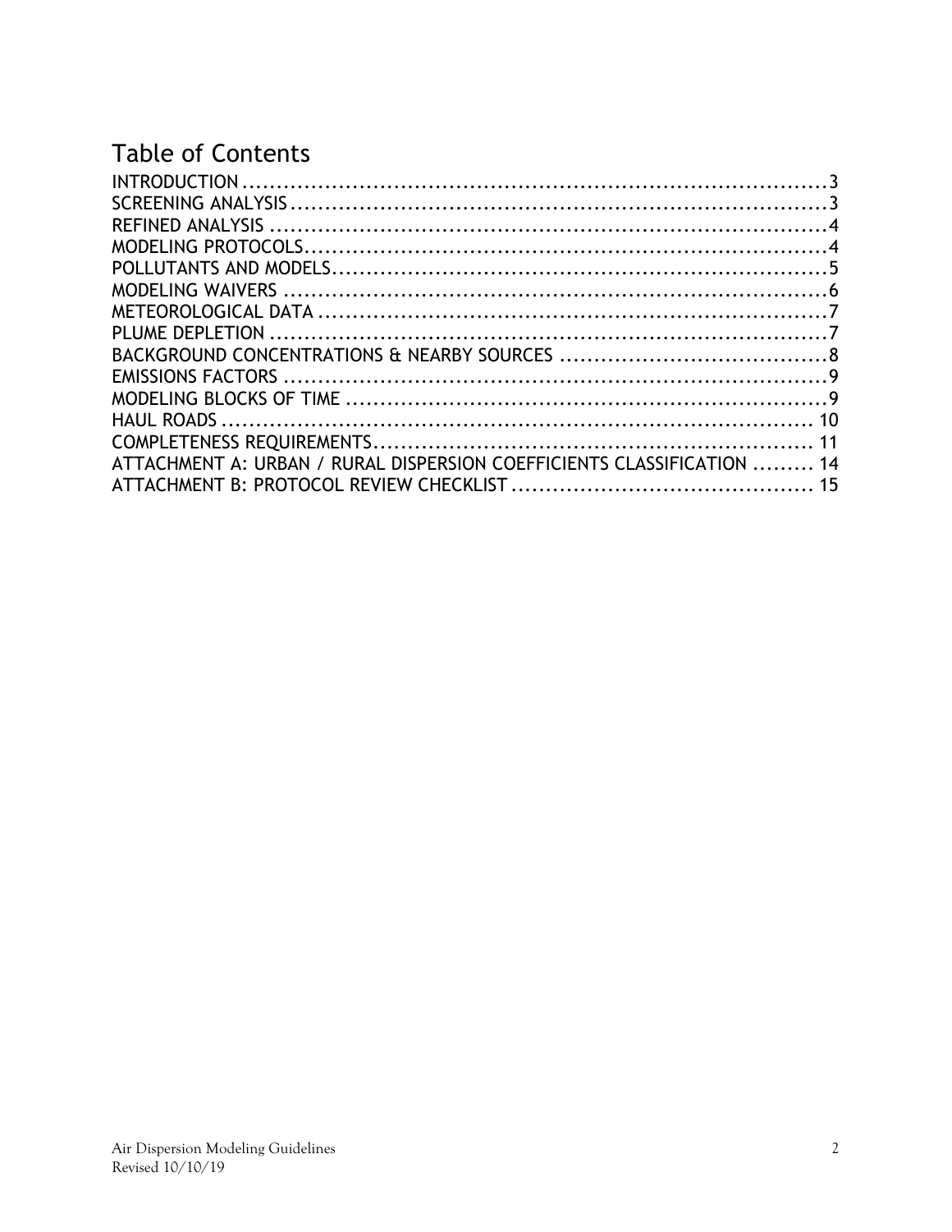# Table of Contents

INTRODUCTION .......................................................................................3
SCREENING ANALYSIS ...............................................................................3
REFINED ANALYSIS ...................................................................................4
MODELING PROTOCOLS..............................................................................4
POLLUTANTS AND MODELS.........................................................................5
MODELING WAIVERS .................................................................................6
METEOROLOGICAL DATA ...........................................................................7
PLUME DEPLETION ...................................................................................7
BACKGROUND CONCENTRATIONS & NEARBY SOURCES .......................................8
EMISSIONS FACTORS .................................................................................9
MODELING BLOCKS OF TIME .......................................................................9
HAUL ROADS ......................................................................................... 10
COMPLETENESS REQUIREMENTS................................................................. 11
ATTACHMENT A: URBAN / RURAL DISPERSION COEFFICIENTS CLASSIFICATION ......... 14
ATTACHMENT B: PROTOCOL REVIEW CHECKLIST ............................................ 15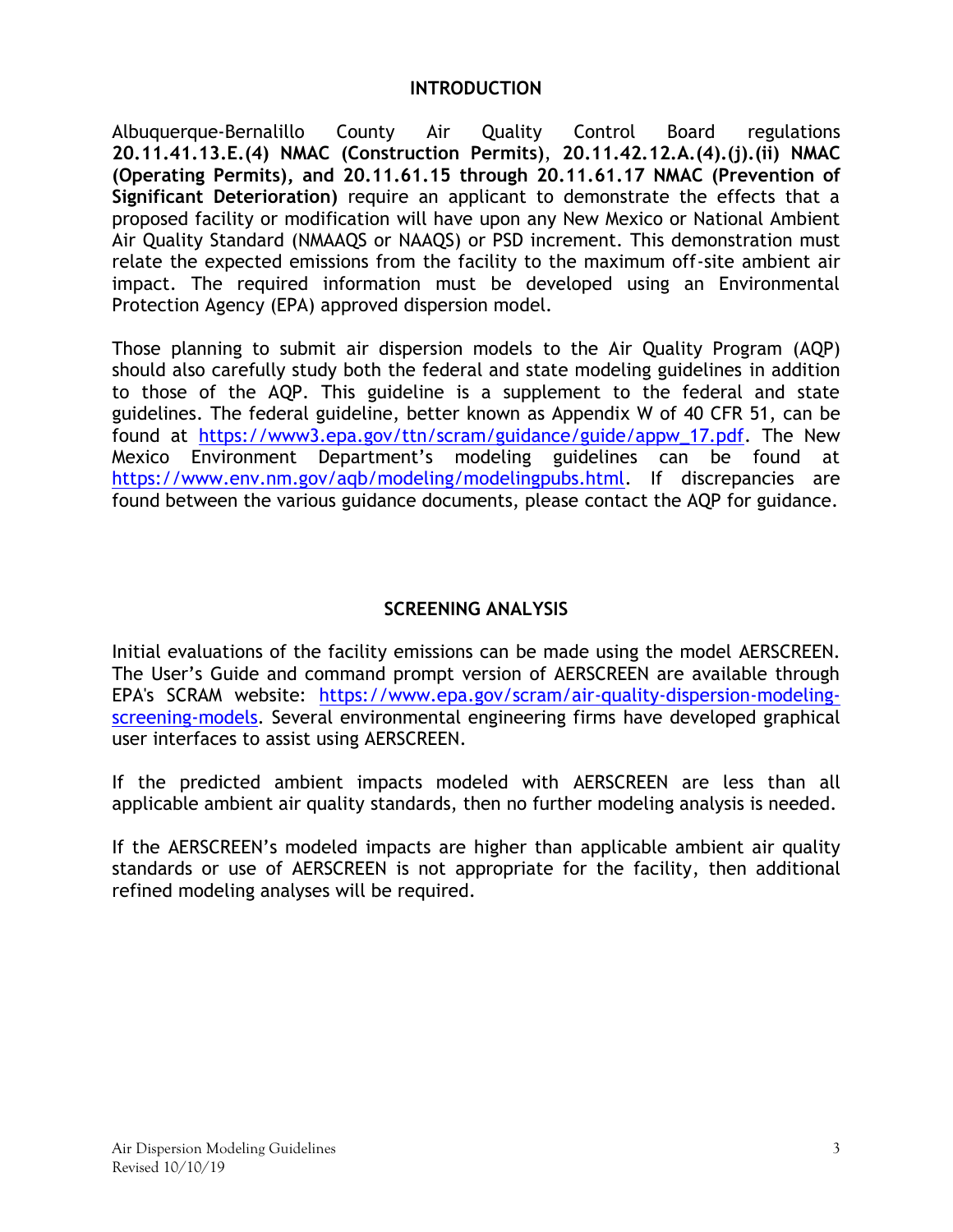## INTRODUCTION

Albuquerque-Bernalillo County Air Quality Control Board regulations **20.11.41.13.E.(4) NMAC (Construction Permits)**, **20.11.42.12.A.(4).(j).(ii) NMAC (Operating Permits), and 20.11.61.15 through 20.11.61.17 NMAC (Prevention of Significant Deterioration)** require an applicant to demonstrate the effects that a proposed facility or modification will have upon any New Mexico or National Ambient Air Quality Standard (NMAAQS or NAAQS) or PSD increment. This demonstration must relate the expected emissions from the facility to the maximum off-site ambient air impact. The required information must be developed using an Environmental Protection Agency (EPA) approved dispersion model.

Those planning to submit air dispersion models to the Air Quality Program (AQP) should also carefully study both the federal and state modeling guidelines in addition to those of the AQP. This guideline is a supplement to the federal and state guidelines. The federal guideline, better known as Appendix W of 40 CFR 51, can be found at https://www3.epa.gov/ttn/scram/guidance/guide/appw_17.pdf. The New Mexico Environment Department's modeling guidelines can be found at https://www.env.nm.gov/aqb/modeling/modelingpubs.html. If discrepancies are found between the various guidance documents, please contact the AQP for guidance.

## SCREENING ANALYSIS

Initial evaluations of the facility emissions can be made using the model AERSCREEN. The User's Guide and command prompt version of AERSCREEN are available through EPA's SCRAM website: https://www.epa.gov/scram/air-quality-dispersion-modeling-screening-models. Several environmental engineering firms have developed graphical user interfaces to assist using AERSCREEN.

If the predicted ambient impacts modeled with AERSCREEN are less than all applicable ambient air quality standards, then no further modeling analysis is needed.

If the AERSCREEN's modeled impacts are higher than applicable ambient air quality standards or use of AERSCREEN is not appropriate for the facility, then additional refined modeling analyses will be required.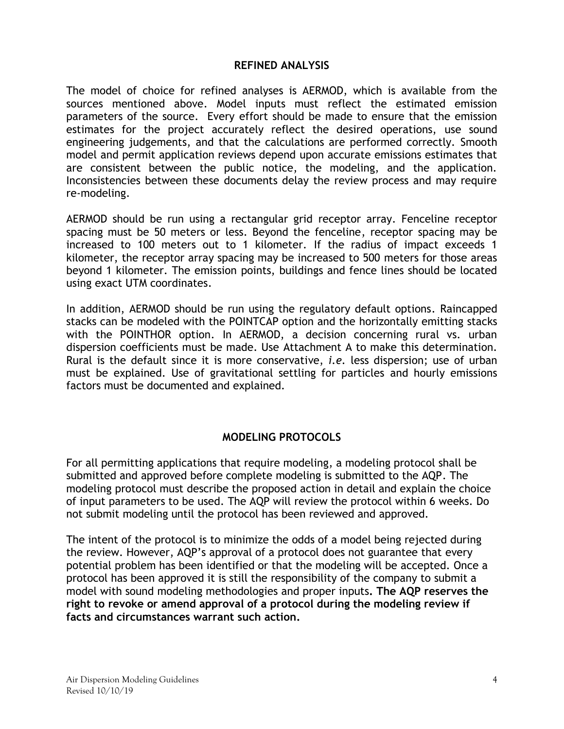## REFINED ANALYSIS

The model of choice for refined analyses is AERMOD, which is available from the sources mentioned above. Model inputs must reflect the estimated emission parameters of the source. Every effort should be made to ensure that the emission estimates for the project accurately reflect the desired operations, use sound engineering judgements, and that the calculations are performed correctly. Smooth model and permit application reviews depend upon accurate emissions estimates that are consistent between the public notice, the modeling, and the application. Inconsistencies between these documents delay the review process and may require re-modeling.

AERMOD should be run using a rectangular grid receptor array. Fenceline receptor spacing must be 50 meters or less. Beyond the fenceline, receptor spacing may be increased to 100 meters out to 1 kilometer. If the radius of impact exceeds 1 kilometer, the receptor array spacing may be increased to 500 meters for those areas beyond 1 kilometer. The emission points, buildings and fence lines should be located using exact UTM coordinates.

In addition, AERMOD should be run using the regulatory default options. Raincapped stacks can be modeled with the POINTCAP option and the horizontally emitting stacks with the POINTHOR option. In AERMOD, a decision concerning rural vs. urban dispersion coefficients must be made. Use Attachment A to make this determination. Rural is the default since it is more conservative, *i.e.* less dispersion; use of urban must be explained. Use of gravitational settling for particles and hourly emissions factors must be documented and explained.

## MODELING PROTOCOLS

For all permitting applications that require modeling, a modeling protocol shall be submitted and approved before complete modeling is submitted to the AQP. The modeling protocol must describe the proposed action in detail and explain the choice of input parameters to be used. The AQP will review the protocol within 6 weeks. Do not submit modeling until the protocol has been reviewed and approved.

The intent of the protocol is to minimize the odds of a model being rejected during the review. However, AQP's approval of a protocol does not guarantee that every potential problem has been identified or that the modeling will be accepted. Once a protocol has been approved it is still the responsibility of the company to submit a model with sound modeling methodologies and proper inputs**. The AQP reserves the right to revoke or amend approval of a protocol during the modeling review if facts and circumstances warrant such action.**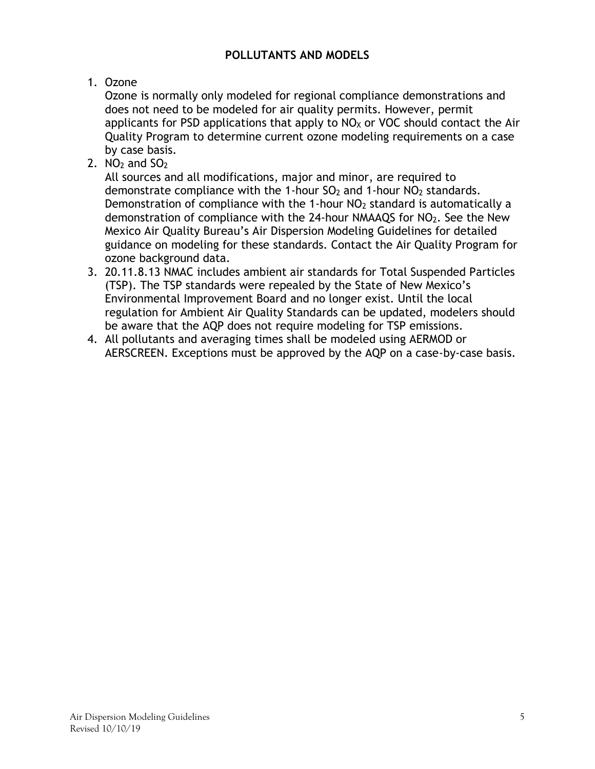## POLLUTANTS AND MODELS

1. Ozone
   Ozone is normally only modeled for regional compliance demonstrations and does not need to be modeled for air quality permits. However, permit applicants for PSD applications that apply to $NO_X$ or VOC should contact the Air Quality Program to determine current ozone modeling requirements on a case by case basis.
2. $NO_2$ and $SO_2$
   All sources and all modifications, major and minor, are required to demonstrate compliance with the 1-hour $SO_2$ and 1-hour $NO_2$ standards. Demonstration of compliance with the 1-hour $NO_2$ standard is automatically a demonstration of compliance with the 24-hour NMAAQS for $NO_2$. See the New Mexico Air Quality Bureau's Air Dispersion Modeling Guidelines for detailed guidance on modeling for these standards. Contact the Air Quality Program for ozone background data.
3. 20.11.8.13 NMAC includes ambient air standards for Total Suspended Particles (TSP). The TSP standards were repealed by the State of New Mexico's Environmental Improvement Board and no longer exist. Until the local regulation for Ambient Air Quality Standards can be updated, modelers should be aware that the AQP does not require modeling for TSP emissions.
4. All pollutants and averaging times shall be modeled using AERMOD or AERSCREEN. Exceptions must be approved by the AQP on a case-by-case basis.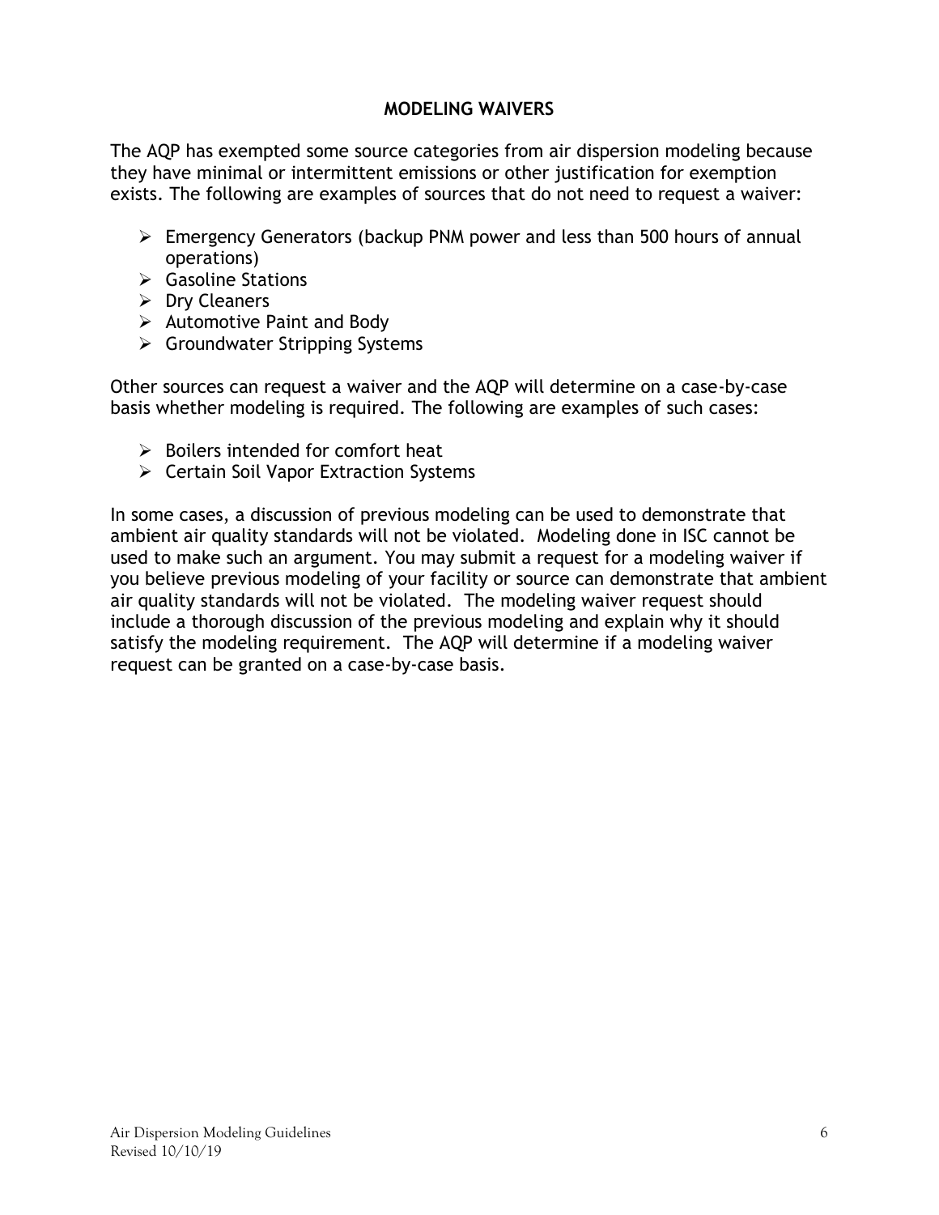## MODELING WAIVERS

The AQP has exempted some source categories from air dispersion modeling because they have minimal or intermittent emissions or other justification for exemption exists. The following are examples of sources that do not need to request a waiver:

- Emergency Generators (backup PNM power and less than 500 hours of annual operations)
- Gasoline Stations
- Dry Cleaners
- Automotive Paint and Body
- Groundwater Stripping Systems

Other sources can request a waiver and the AQP will determine on a case-by-case basis whether modeling is required. The following are examples of such cases:

- Boilers intended for comfort heat
- Certain Soil Vapor Extraction Systems

In some cases, a discussion of previous modeling can be used to demonstrate that ambient air quality standards will not be violated. Modeling done in ISC cannot be used to make such an argument. You may submit a request for a modeling waiver if you believe previous modeling of your facility or source can demonstrate that ambient air quality standards will not be violated. The modeling waiver request should include a thorough discussion of the previous modeling and explain why it should satisfy the modeling requirement. The AQP will determine if a modeling waiver request can be granted on a case-by-case basis.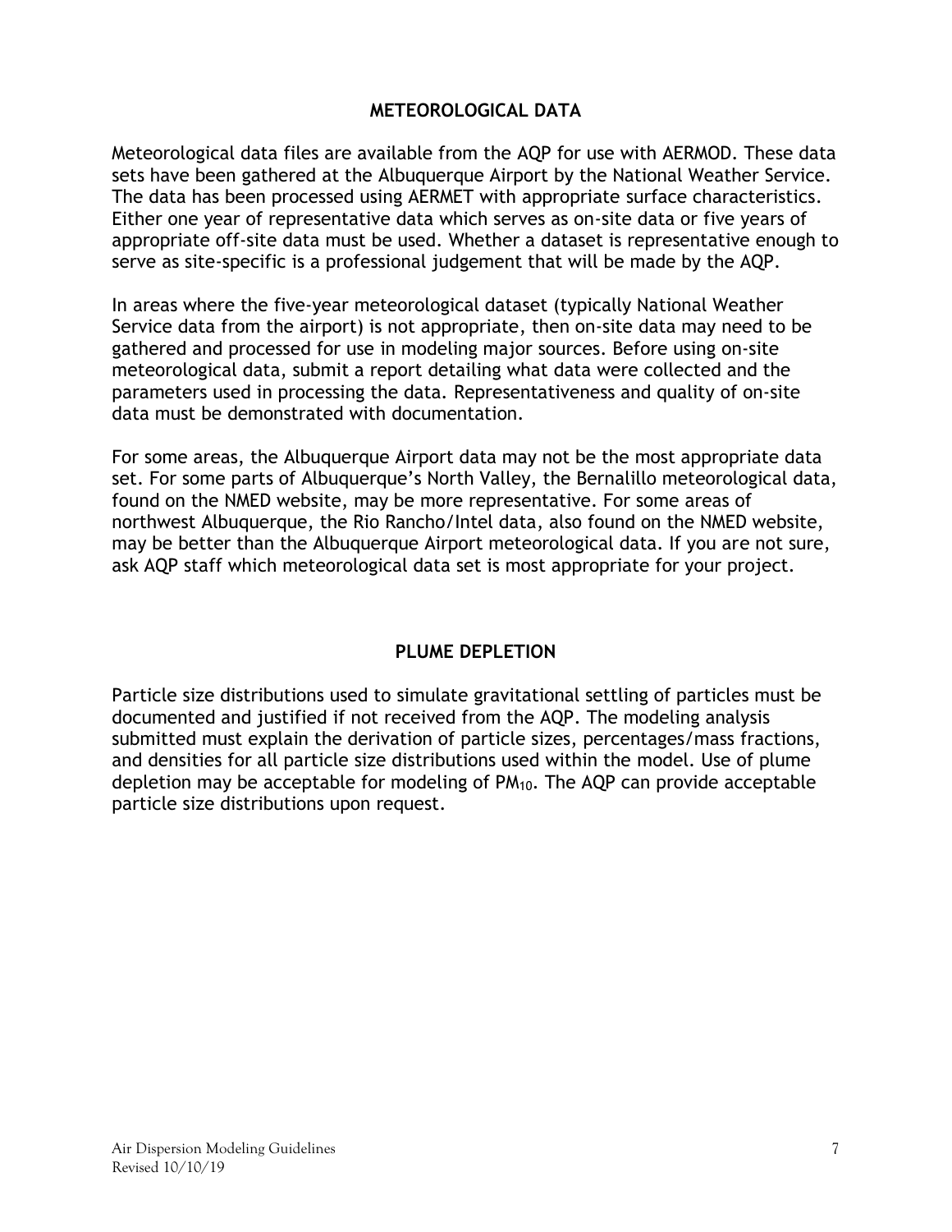## METEOROLOGICAL DATA

Meteorological data files are available from the AQP for use with AERMOD. These data sets have been gathered at the Albuquerque Airport by the National Weather Service. The data has been processed using AERMET with appropriate surface characteristics. Either one year of representative data which serves as on-site data or five years of appropriate off-site data must be used. Whether a dataset is representative enough to serve as site-specific is a professional judgement that will be made by the AQP.

In areas where the five-year meteorological dataset (typically National Weather Service data from the airport) is not appropriate, then on-site data may need to be gathered and processed for use in modeling major sources. Before using on-site meteorological data, submit a report detailing what data were collected and the parameters used in processing the data. Representativeness and quality of on-site data must be demonstrated with documentation.

For some areas, the Albuquerque Airport data may not be the most appropriate data set. For some parts of Albuquerque's North Valley, the Bernalillo meteorological data, found on the NMED website, may be more representative. For some areas of northwest Albuquerque, the Rio Rancho/Intel data, also found on the NMED website, may be better than the Albuquerque Airport meteorological data. If you are not sure, ask AQP staff which meteorological data set is most appropriate for your project.

## PLUME DEPLETION

Particle size distributions used to simulate gravitational settling of particles must be documented and justified if not received from the AQP. The modeling analysis submitted must explain the derivation of particle sizes, percentages/mass fractions, and densities for all particle size distributions used within the model. Use of plume depletion may be acceptable for modeling of $PM_{10}$. The AQP can provide acceptable particle size distributions upon request.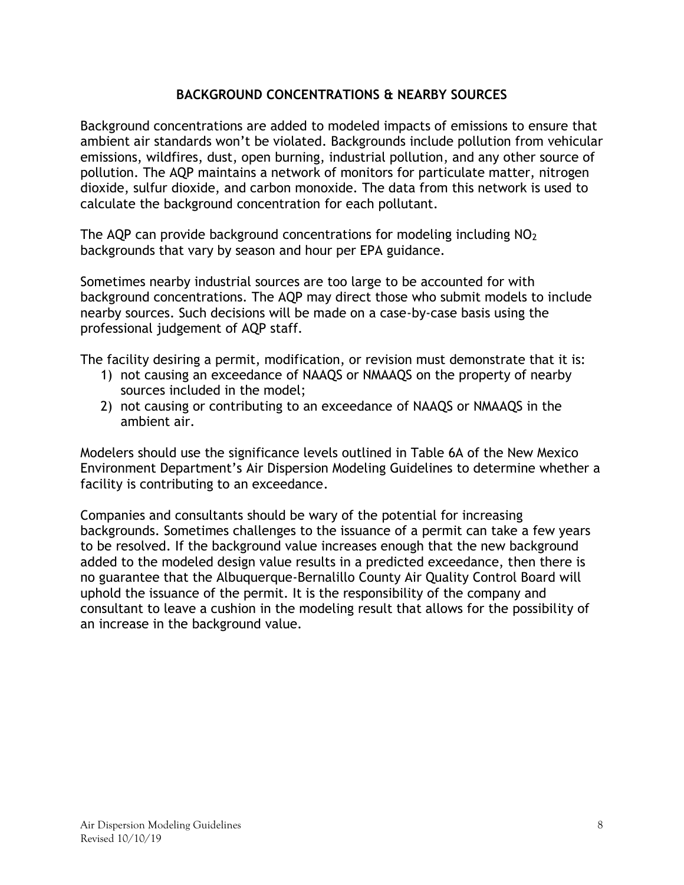## BACKGROUND CONCENTRATIONS & NEARBY SOURCES

Background concentrations are added to modeled impacts of emissions to ensure that ambient air standards won't be violated. Backgrounds include pollution from vehicular emissions, wildfires, dust, open burning, industrial pollution, and any other source of pollution. The AQP maintains a network of monitors for particulate matter, nitrogen dioxide, sulfur dioxide, and carbon monoxide. The data from this network is used to calculate the background concentration for each pollutant.

The AQP can provide background concentrations for modeling including $NO_2$ backgrounds that vary by season and hour per EPA guidance.

Sometimes nearby industrial sources are too large to be accounted for with background concentrations. The AQP may direct those who submit models to include nearby sources. Such decisions will be made on a case-by-case basis using the professional judgement of AQP staff.

The facility desiring a permit, modification, or revision must demonstrate that it is:

1) not causing an exceedance of NAAQS or NMAAQS on the property of nearby sources included in the model;
2) not causing or contributing to an exceedance of NAAQS or NMAAQS in the ambient air.

Modelers should use the significance levels outlined in Table 6A of the New Mexico Environment Department's Air Dispersion Modeling Guidelines to determine whether a facility is contributing to an exceedance.

Companies and consultants should be wary of the potential for increasing backgrounds. Sometimes challenges to the issuance of a permit can take a few years to be resolved. If the background value increases enough that the new background added to the modeled design value results in a predicted exceedance, then there is no guarantee that the Albuquerque-Bernalillo County Air Quality Control Board will uphold the issuance of the permit. It is the responsibility of the company and consultant to leave a cushion in the modeling result that allows for the possibility of an increase in the background value.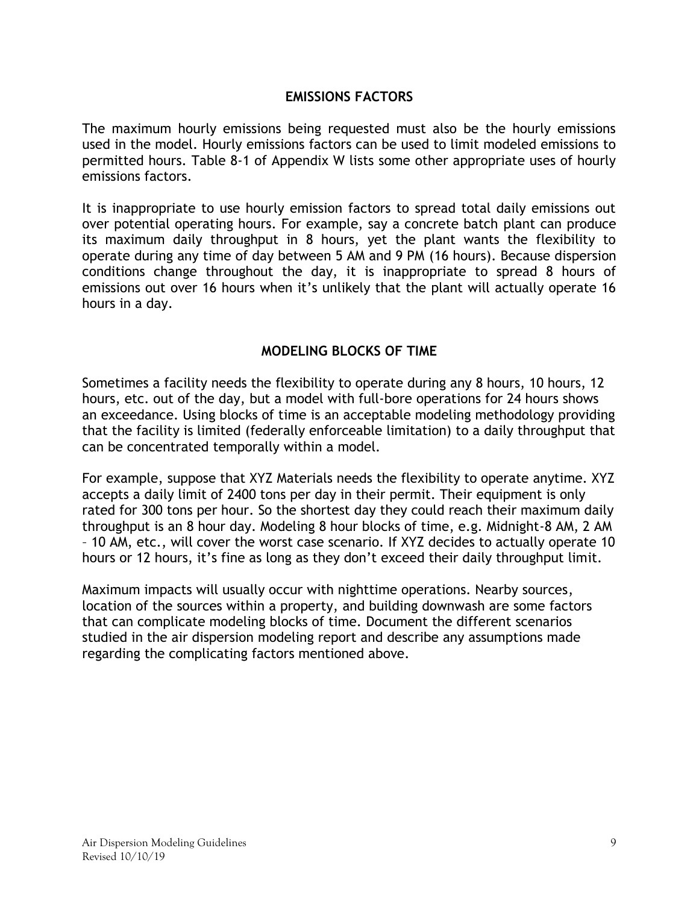## EMISSIONS FACTORS

The maximum hourly emissions being requested must also be the hourly emissions used in the model. Hourly emissions factors can be used to limit modeled emissions to permitted hours. Table 8-1 of Appendix W lists some other appropriate uses of hourly emissions factors.

It is inappropriate to use hourly emission factors to spread total daily emissions out over potential operating hours. For example, say a concrete batch plant can produce its maximum daily throughput in 8 hours, yet the plant wants the flexibility to operate during any time of day between 5 AM and 9 PM (16 hours). Because dispersion conditions change throughout the day, it is inappropriate to spread 8 hours of emissions out over 16 hours when it's unlikely that the plant will actually operate 16 hours in a day.

## MODELING BLOCKS OF TIME

Sometimes a facility needs the flexibility to operate during any 8 hours, 10 hours, 12 hours, etc. out of the day, but a model with full-bore operations for 24 hours shows an exceedance. Using blocks of time is an acceptable modeling methodology providing that the facility is limited (federally enforceable limitation) to a daily throughput that can be concentrated temporally within a model.

For example, suppose that XYZ Materials needs the flexibility to operate anytime. XYZ accepts a daily limit of 2400 tons per day in their permit. Their equipment is only rated for 300 tons per hour. So the shortest day they could reach their maximum daily throughput is an 8 hour day. Modeling 8 hour blocks of time, e.g. Midnight-8 AM, 2 AM – 10 AM, etc., will cover the worst case scenario. If XYZ decides to actually operate 10 hours or 12 hours, it's fine as long as they don't exceed their daily throughput limit.

Maximum impacts will usually occur with nighttime operations. Nearby sources, location of the sources within a property, and building downwash are some factors that can complicate modeling blocks of time. Document the different scenarios studied in the air dispersion modeling report and describe any assumptions made regarding the complicating factors mentioned above.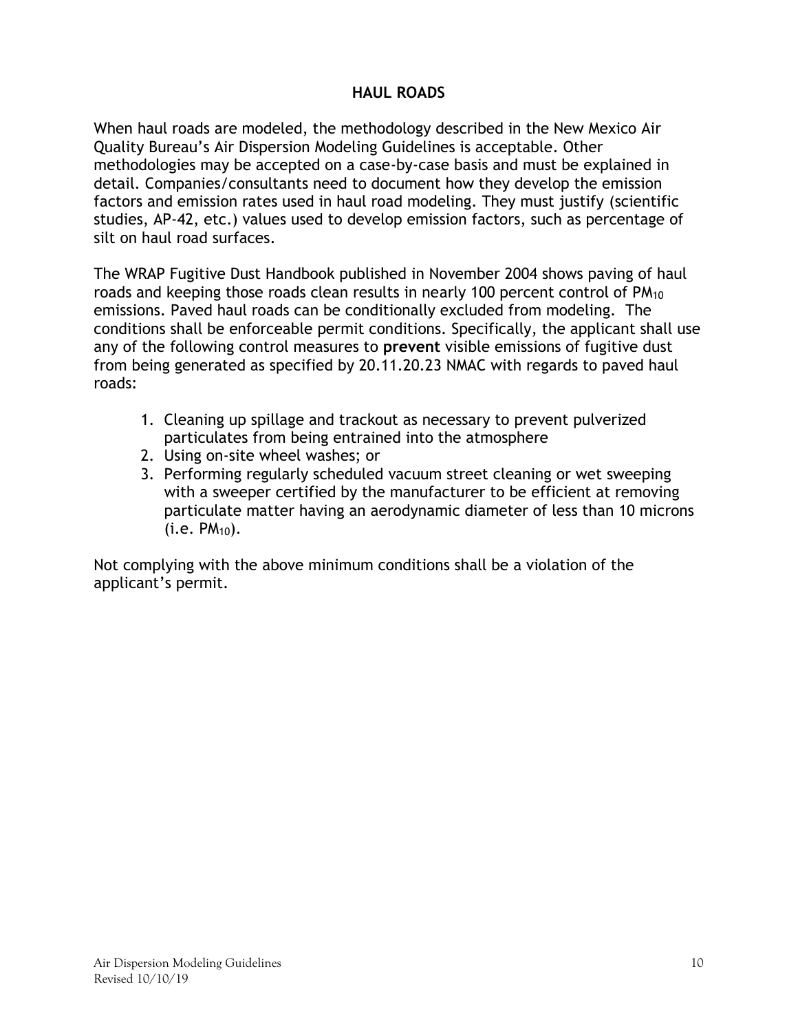## HAUL ROADS

When haul roads are modeled, the methodology described in the New Mexico Air Quality Bureau's Air Dispersion Modeling Guidelines is acceptable. Other methodologies may be accepted on a case-by-case basis and must be explained in detail. Companies/consultants need to document how they develop the emission factors and emission rates used in haul road modeling. They must justify (scientific studies, AP-42, etc.) values used to develop emission factors, such as percentage of silt on haul road surfaces.

The WRAP Fugitive Dust Handbook published in November 2004 shows paving of haul roads and keeping those roads clean results in nearly 100 percent control of $PM_{10}$ emissions. Paved haul roads can be conditionally excluded from modeling. The conditions shall be enforceable permit conditions. Specifically, the applicant shall use any of the following control measures to **prevent** visible emissions of fugitive dust from being generated as specified by 20.11.20.23 NMAC with regards to paved haul roads:

1. Cleaning up spillage and trackout as necessary to prevent pulverized particulates from being entrained into the atmosphere
2. Using on-site wheel washes; or
3. Performing regularly scheduled vacuum street cleaning or wet sweeping with a sweeper certified by the manufacturer to be efficient at removing particulate matter having an aerodynamic diameter of less than 10 microns (i.e. $PM_{10}$).

Not complying with the above minimum conditions shall be a violation of the applicant's permit.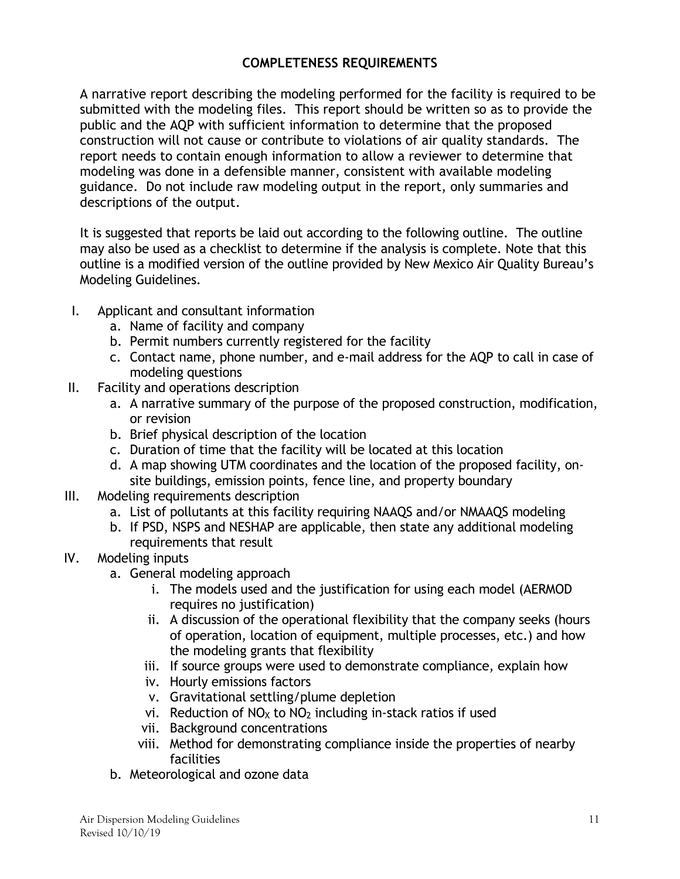## COMPLETENESS REQUIREMENTS

A narrative report describing the modeling performed for the facility is required to be submitted with the modeling files. This report should be written so as to provide the public and the AQP with sufficient information to determine that the proposed construction will not cause or contribute to violations of air quality standards. The report needs to contain enough information to allow a reviewer to determine that modeling was done in a defensible manner, consistent with available modeling guidance. Do not include raw modeling output in the report, only summaries and descriptions of the output.

It is suggested that reports be laid out according to the following outline. The outline may also be used as a checklist to determine if the analysis is complete. Note that this outline is a modified version of the outline provided by New Mexico Air Quality Bureau's Modeling Guidelines.

- I. Applicant and consultant information
  - a. Name of facility and company
  - b. Permit numbers currently registered for the facility
  - c. Contact name, phone number, and e-mail address for the AQP to call in case of modeling questions
- II. Facility and operations description
  - a. A narrative summary of the purpose of the proposed construction, modification, or revision
  - b. Brief physical description of the location
  - c. Duration of time that the facility will be located at this location
  - d. A map showing UTM coordinates and the location of the proposed facility, on-site buildings, emission points, fence line, and property boundary
- III. Modeling requirements description
  - a. List of pollutants at this facility requiring NAAQS and/or NMAAQS modeling
  - b. If PSD, NSPS and NESHAP are applicable, then state any additional modeling requirements that result
- IV. Modeling inputs
  - a. General modeling approach
    - i. The models used and the justification for using each model (AERMOD requires no justification)
    - ii. A discussion of the operational flexibility that the company seeks (hours of operation, location of equipment, multiple processes, etc.) and how the modeling grants that flexibility
    - iii. If source groups were used to demonstrate compliance, explain how
    - iv. Hourly emissions factors
    - v. Gravitational settling/plume depletion
    - vi. Reduction of $NO_X$ to $NO_2$ including in-stack ratios if used
    - vii. Background concentrations
    - viii. Method for demonstrating compliance inside the properties of nearby facilities
  - b. Meteorological and ozone data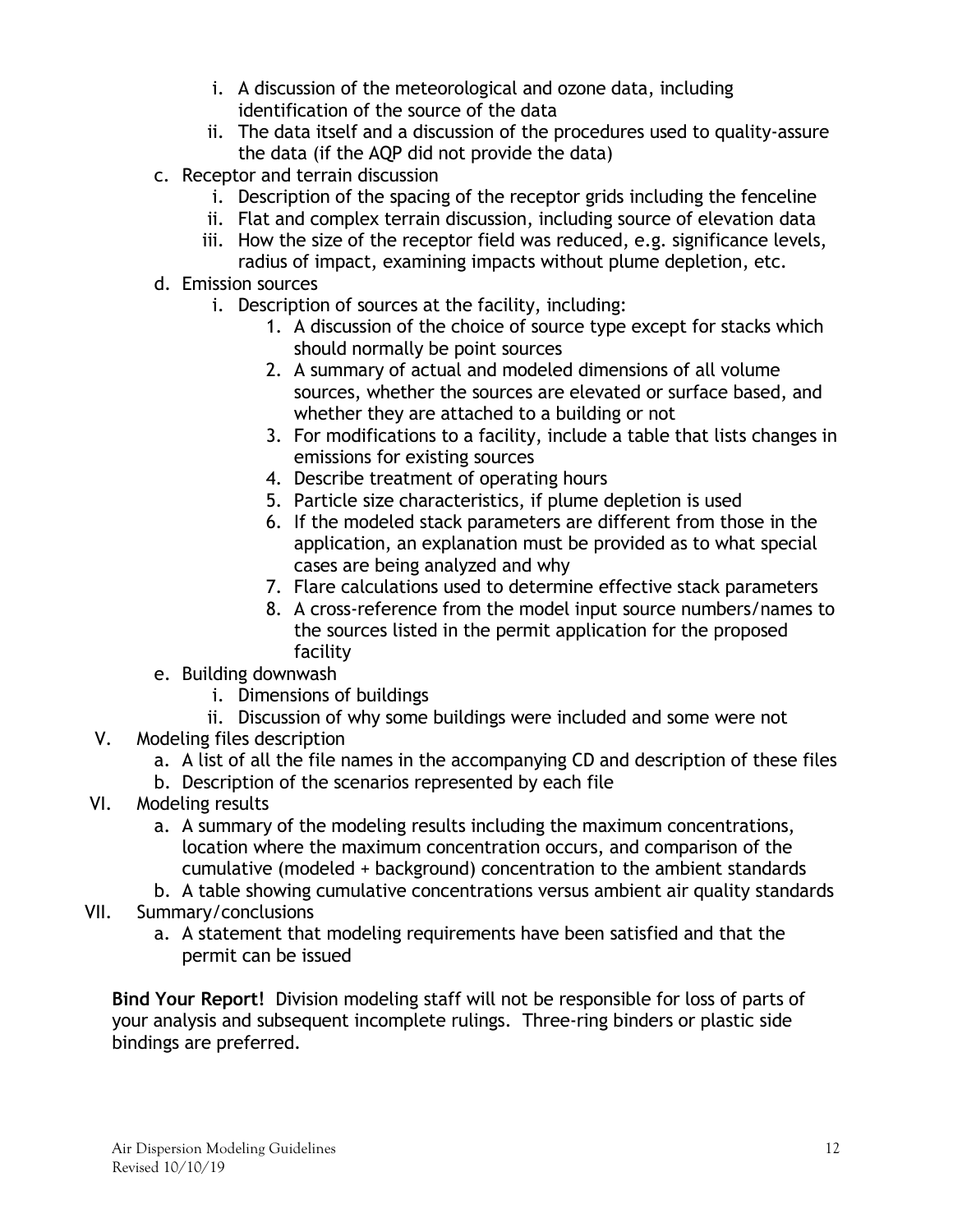i. A discussion of the meteorological and ozone data, including identification of the source of the data
   ii. The data itself and a discussion of the procedures used to quality-assure the data (if the AQP did not provide the data)

c. Receptor and terrain discussion
   i. Description of the spacing of the receptor grids including the fenceline
   ii. Flat and complex terrain discussion, including source of elevation data
   iii. How the size of the receptor field was reduced, e.g. significance levels, radius of impact, examining impacts without plume depletion, etc.

d. Emission sources
   i. Description of sources at the facility, including:
      1. A discussion of the choice of source type except for stacks which should normally be point sources
      2. A summary of actual and modeled dimensions of all volume sources, whether the sources are elevated or surface based, and whether they are attached to a building or not
      3. For modifications to a facility, include a table that lists changes in emissions for existing sources
      4. Describe treatment of operating hours
      5. Particle size characteristics, if plume depletion is used
      6. If the modeled stack parameters are different from those in the application, an explanation must be provided as to what special cases are being analyzed and why
      7. Flare calculations used to determine effective stack parameters
      8. A cross-reference from the model input source numbers/names to the sources listed in the permit application for the proposed facility

e. Building downwash
   i. Dimensions of buildings
   ii. Discussion of why some buildings were included and some were not

V. Modeling files description
   a. A list of all the file names in the accompanying CD and description of these files
   b. Description of the scenarios represented by each file

VI. Modeling results
   a. A summary of the modeling results including the maximum concentrations, location where the maximum concentration occurs, and comparison of the cumulative (modeled + background) concentration to the ambient standards
   b. A table showing cumulative concentrations versus ambient air quality standards

VII. Summary/conclusions
   a. A statement that modeling requirements have been satisfied and that the permit can be issued

**Bind Your Report!** Division modeling staff will not be responsible for loss of parts of your analysis and subsequent incomplete rulings. Three-ring binders or plastic side bindings are preferred.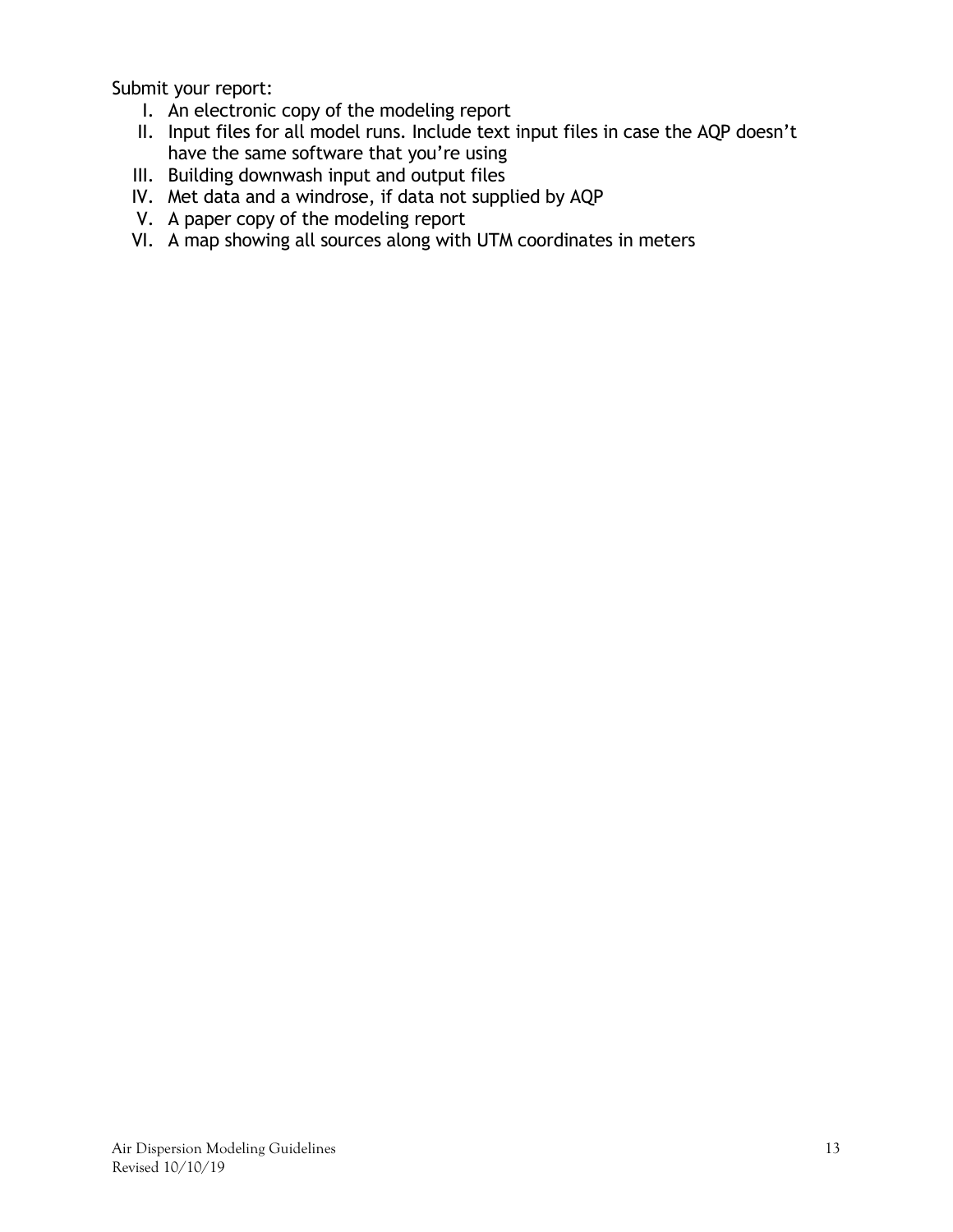Submit your report:

I. An electronic copy of the modeling report
II. Input files for all model runs. Include text input files in case the AQP doesn't have the same software that you're using
III. Building downwash input and output files
IV. Met data and a windrose, if data not supplied by AQP
V. A paper copy of the modeling report
VI. A map showing all sources along with UTM coordinates in meters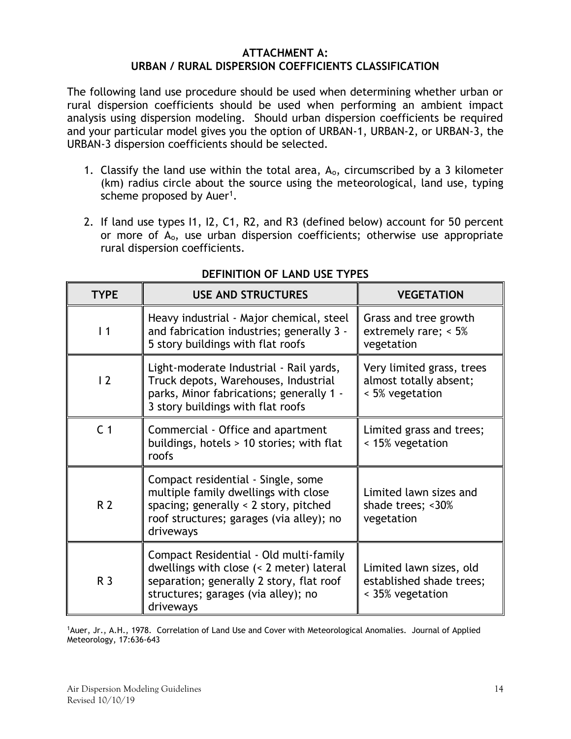## ATTACHMENT A: URBAN / RURAL DISPERSION COEFFICIENTS CLASSIFICATION

The following land use procedure should be used when determining whether urban or rural dispersion coefficients should be used when performing an ambient impact analysis using dispersion modeling. Should urban dispersion coefficients be required and your particular model gives you the option of URBAN-1, URBAN-2, or URBAN-3, the URBAN-3 dispersion coefficients should be selected.

1. Classify the land use within the total area, $A_o$, circumscribed by a 3 kilometer (km) radius circle about the source using the meteorological, land use, typing scheme proposed by Auer[1].
2. If land use types I1, I2, C1, R2, and R3 (defined below) account for 50 percent or more of $A_o$, use urban dispersion coefficients; otherwise use appropriate rural dispersion coefficients.

**DEFINITION OF LAND USE TYPES**

| TYPE | USE AND STRUCTURES | VEGETATION |
|---|---|---|
| I 1 | Heavy industrial - Major chemical, steel and fabrication industries; generally 3 - 5 story buildings with flat roofs | Grass and tree growth extremely rare; < 5% vegetation |
| I 2 | Light-moderate Industrial - Rail yards, Truck depots, Warehouses, Industrial parks, Minor fabrications; generally 1 - 3 story buildings with flat roofs | Very limited grass, trees almost totally absent; < 5% vegetation |
| C 1 | Commercial - Office and apartment buildings, hotels > 10 stories; with flat roofs | Limited grass and trees; < 15% vegetation |
| R 2 | Compact residential - Single, some multiple family dwellings with close spacing; generally < 2 story, pitched roof structures; garages (via alley); no driveways | Limited lawn sizes and shade trees; <30% vegetation |
| R 3 | Compact Residential - Old multi-family dwellings with close (< 2 meter) lateral separation; generally 2 story, flat roof structures; garages (via alley); no driveways | Limited lawn sizes, old established shade trees; < 35% vegetation |

[1]Auer, Jr., A.H., 1978. Correlation of Land Use and Cover with Meteorological Anomalies. Journal of Applied Meteorology, 17:636-643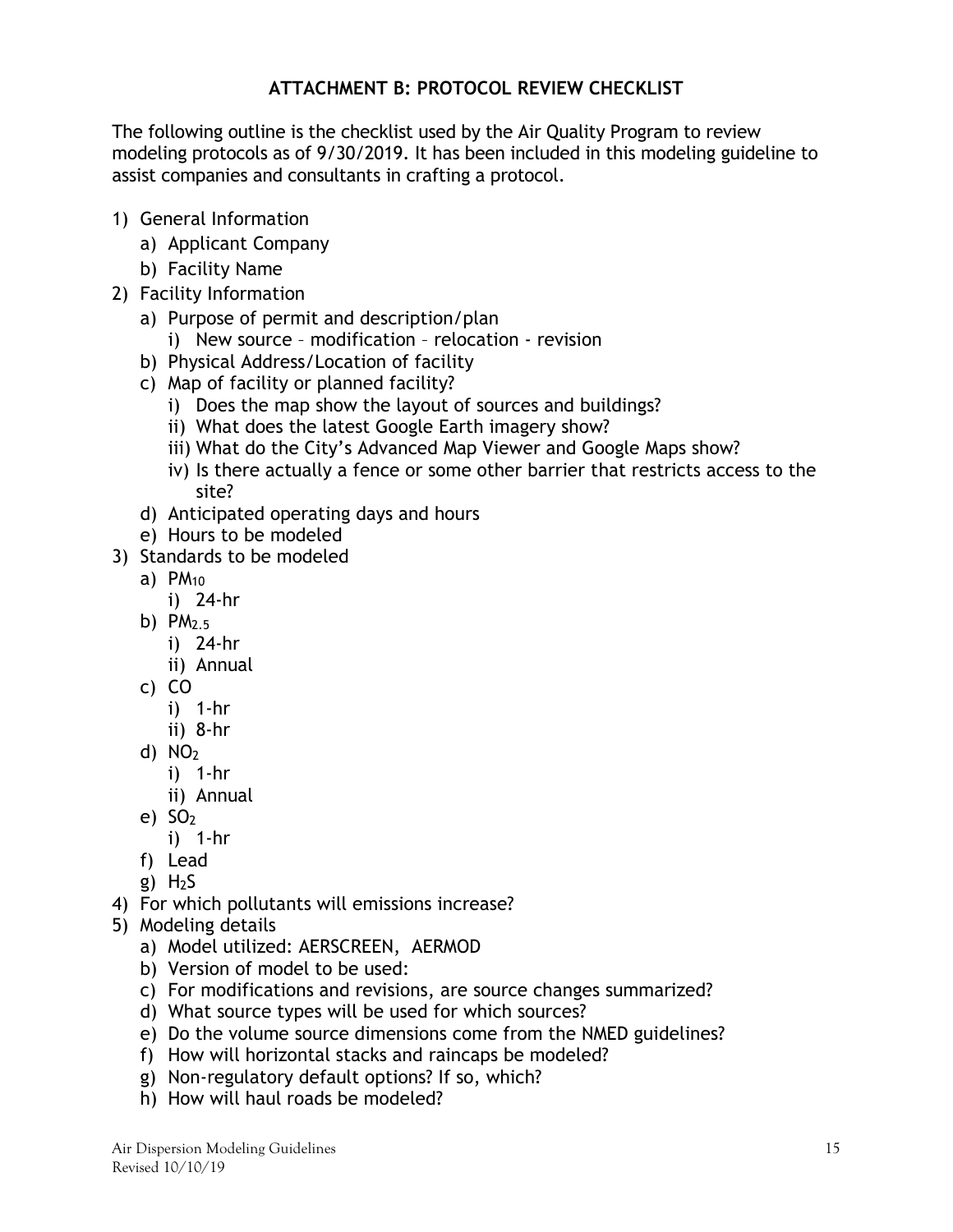## ATTACHMENT B: PROTOCOL REVIEW CHECKLIST

The following outline is the checklist used by the Air Quality Program to review modeling protocols as of 9/30/2019. It has been included in this modeling guideline to assist companies and consultants in crafting a protocol.

1) General Information
   a) Applicant Company
   b) Facility Name
2) Facility Information
   a) Purpose of permit and description/plan
      i) New source – modification – relocation - revision
   b) Physical Address/Location of facility
   c) Map of facility or planned facility?
      i) Does the map show the layout of sources and buildings?
      ii) What does the latest Google Earth imagery show?
      iii) What do the City's Advanced Map Viewer and Google Maps show?
      iv) Is there actually a fence or some other barrier that restricts access to the site?
   d) Anticipated operating days and hours
   e) Hours to be modeled
3) Standards to be modeled
   a) $PM_{10}$
      i) 24-hr
   b) $PM_{2.5}$
      i) 24-hr
      ii) Annual
   c) CO
      i) 1-hr
      ii) 8-hr
   d) $NO_2$
      i) 1-hr
      ii) Annual
   e) $SO_2$
      i) 1-hr
   f) Lead
   g) $H_2S$
4) For which pollutants will emissions increase?
5) Modeling details
   a) Model utilized: AERSCREEN, AERMOD
   b) Version of model to be used:
   c) For modifications and revisions, are source changes summarized?
   d) What source types will be used for which sources?
   e) Do the volume source dimensions come from the NMED guidelines?
   f) How will horizontal stacks and raincaps be modeled?
   g) Non-regulatory default options? If so, which?
   h) How will haul roads be modeled?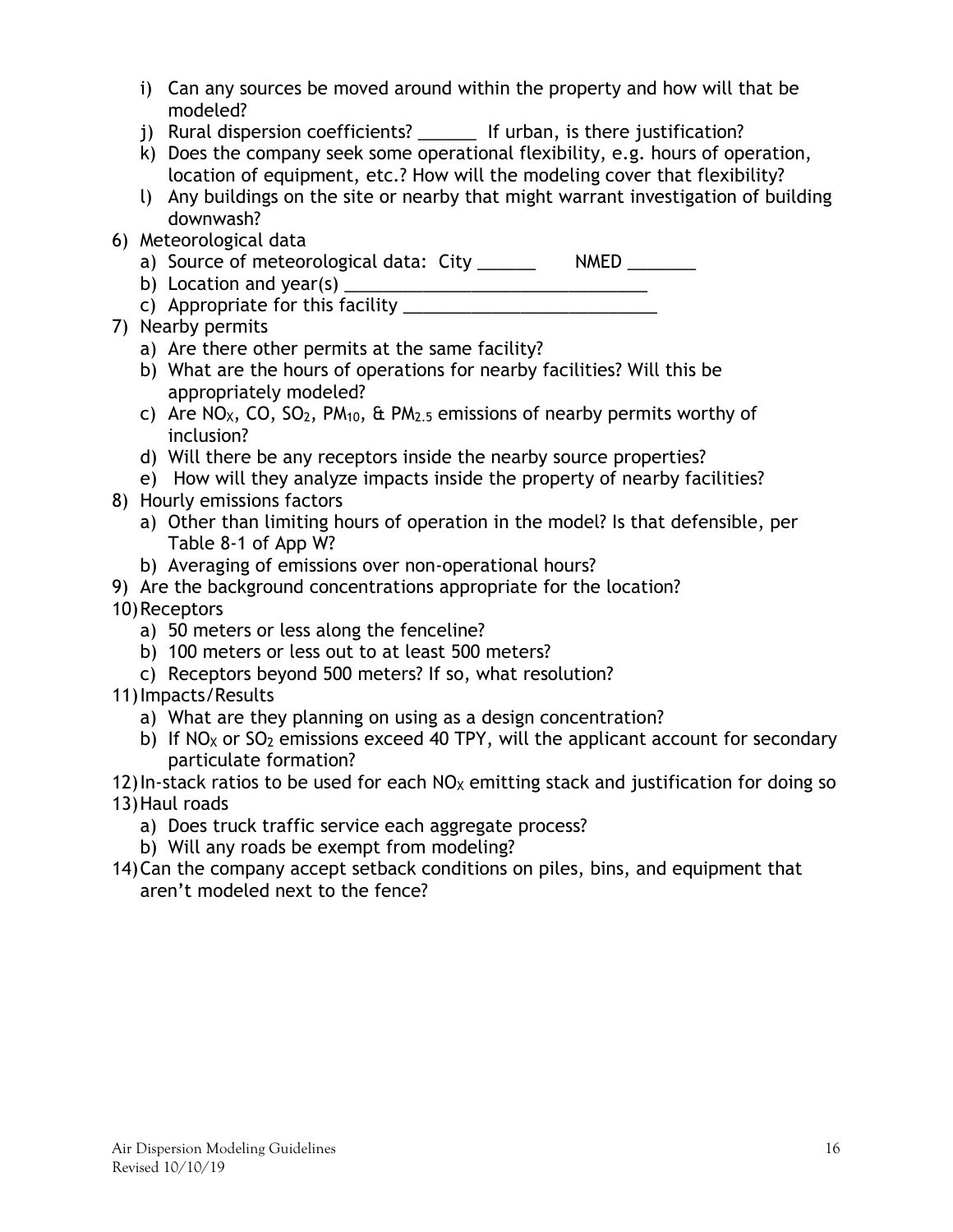i) Can any sources be moved around within the property and how will that be modeled?
j) Rural dispersion coefficients? ______ If urban, is there justification?
k) Does the company seek some operational flexibility, e.g. hours of operation, location of equipment, etc.? How will the modeling cover that flexibility?
l) Any buildings on the site or nearby that might warrant investigation of building downwash?

6) Meteorological data
   a) Source of meteorological data: City ______ NMED _______
   b) Location and year(s) ________________________________
   c) Appropriate for this facility ___________________________
7) Nearby permits
   a) Are there other permits at the same facility?
   b) What are the hours of operations for nearby facilities? Will this be appropriately modeled?
   c) Are $NO_X$, CO, $SO_2$, $PM_{10}$, & $PM_{2.5}$ emissions of nearby permits worthy of inclusion?
   d) Will there be any receptors inside the nearby source properties?
   e) How will they analyze impacts inside the property of nearby facilities?
8) Hourly emissions factors
   a) Other than limiting hours of operation in the model? Is that defensible, per Table 8-1 of App W?
   b) Averaging of emissions over non-operational hours?
9) Are the background concentrations appropriate for the location?
10) Receptors
    a) 50 meters or less along the fenceline?
    b) 100 meters or less out to at least 500 meters?
    c) Receptors beyond 500 meters? If so, what resolution?
11) Impacts/Results
    a) What are they planning on using as a design concentration?
    b) If $NO_X$ or $SO_2$ emissions exceed 40 TPY, will the applicant account for secondary particulate formation?
12) In-stack ratios to be used for each $NO_X$ emitting stack and justification for doing so
13) Haul roads
    a) Does truck traffic service each aggregate process?
    b) Will any roads be exempt from modeling?
14) Can the company accept setback conditions on piles, bins, and equipment that aren't modeled next to the fence?